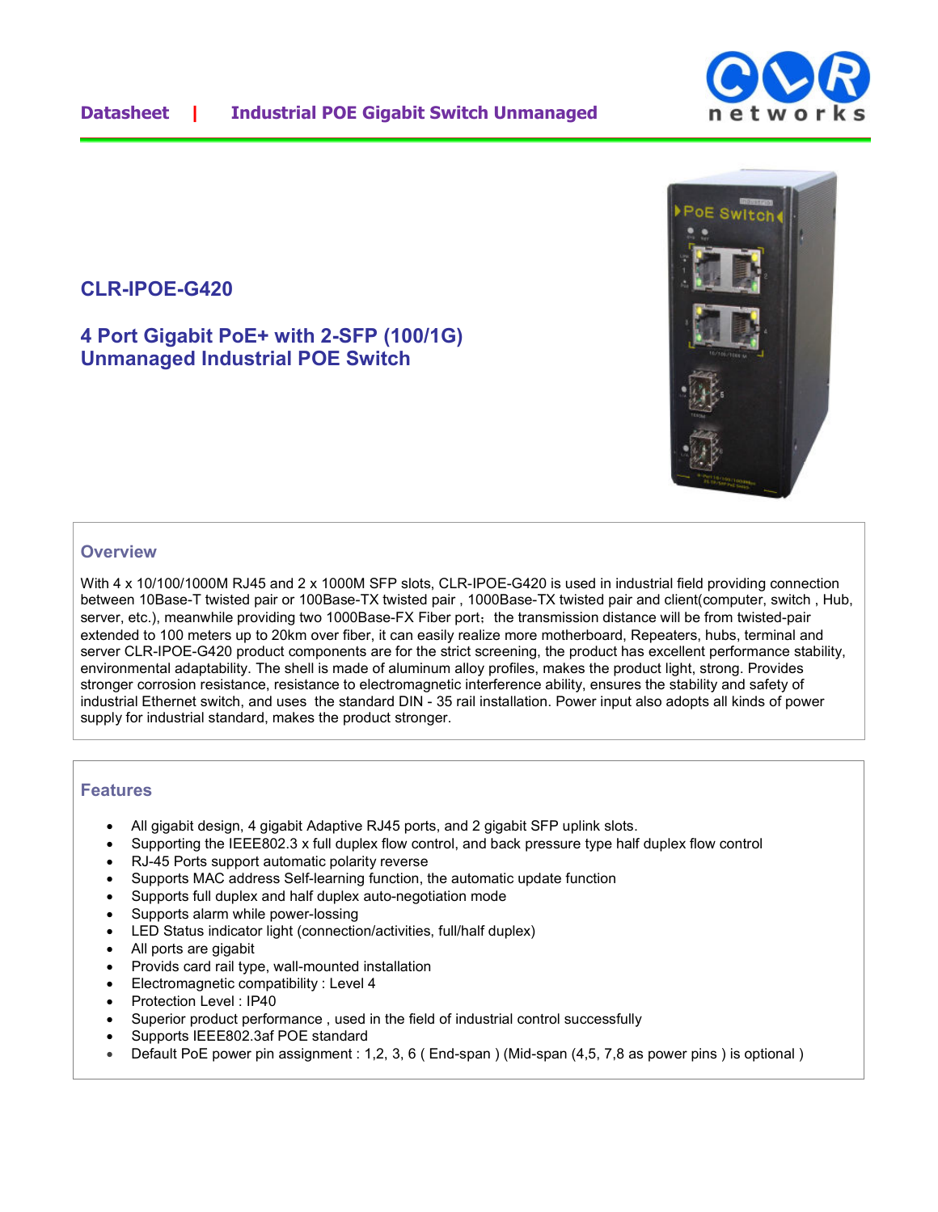Datasheet | Industrial POE Gigabit Switch Unmanaged

# CLR-IPOE-G420

## 4 Port Gigabit PoE+ with 2-SFP (100/1G) Unmanaged Industrial POE Switch

## Overview

With 4 x 10/100/1000M RJ45 and 2 x 1000M SFP slots, CLR-IPOE-G420 is used in industrial field providing connection between 10Base-T twisted pair or 100Base-TX twisted pair , 1000Base-TX twisted pair and client(computer, switch , Hub, server, etc.), meanwhile providing two 1000Base-FX Fiber port；the transmission distance will be from twisted-pair extended to 100 meters up to 20km over fiber, it can easily realize more motherboard, Repeaters, hubs, terminal and server CLR-IPOE-G420 product components are for the strict screening, the product has excellent performance stability, environmental adaptability. The shell is made of aluminum alloy profiles, makes the product light, strong. Provides stronger corrosion resistance, resistance to electromagnetic interference ability, ensures the stability and safety of industrial Ethernet switch, and uses the standard DIN - 35 rail installation. Power input also adopts all kinds of power supply for industrial standard, makes the product stronger.

## Features

- All gigabit design, 4 gigabit Adaptive RJ45 ports, and 2 gigabit SFP uplink slots.
- Supporting the IEEE802.3 x full duplex flow control, and back pressure type half duplex flow control
- RJ-45 Ports support automatic polarity reverse
- Supports MAC address Self-learning function, the automatic update function
- Supports full duplex and half duplex auto-negotiation mode
- Supports alarm while power-lossing
- LED Status indicator light (connection/activities, full/half duplex)
- All ports are gigabit
- Provids card rail type, wall-mounted installation
- Electromagnetic compatibility : Level 4
- Protection Level : IP40
- Superior product performance , used in the field of industrial control successfully
- Supports IEEE802.3af POE standard
- Default PoE power pin assignment : 1,2, 3, 6 ( End-span ) (Mid-span (4,5, 7,8 as power pins ) is optional )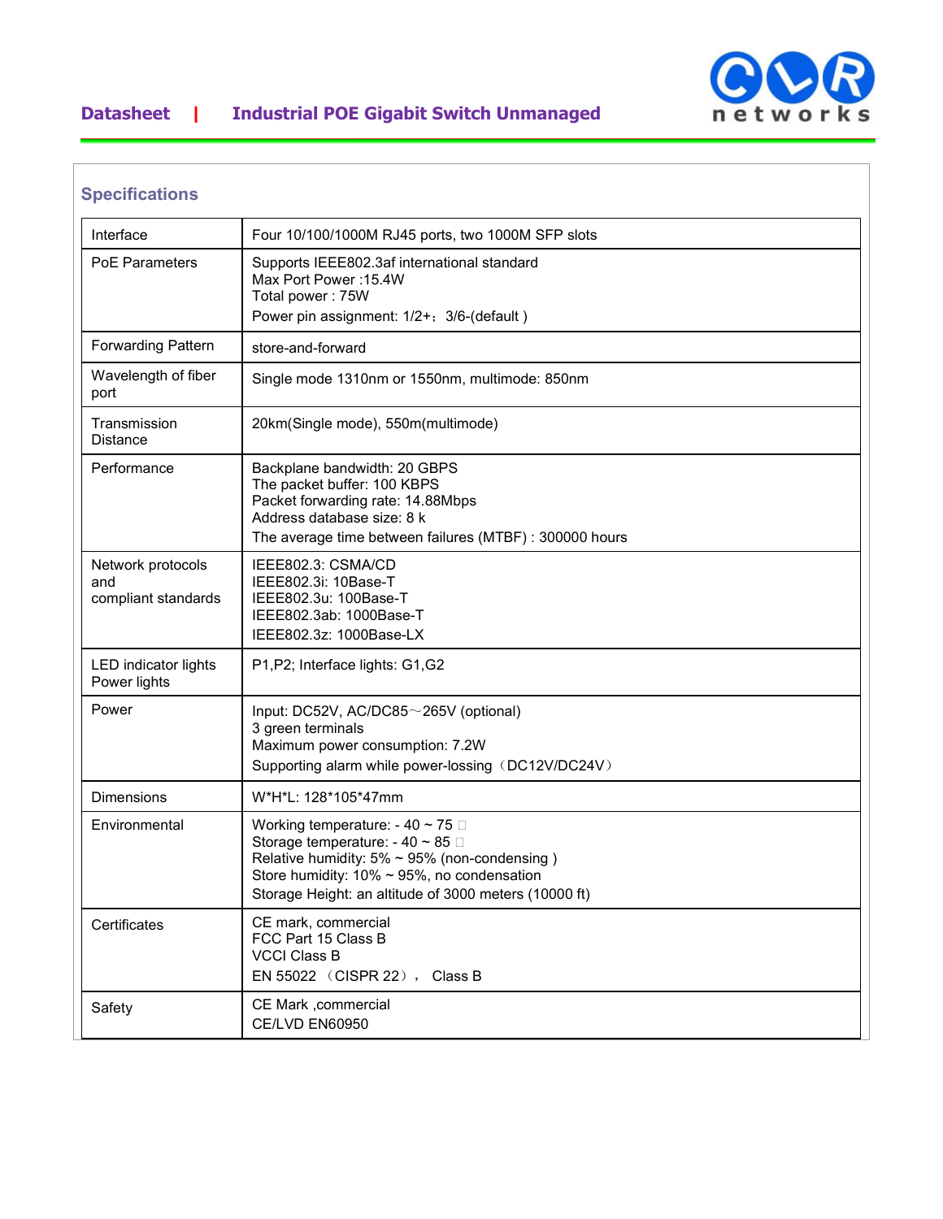## Specifications

| | |
|---|---|
| Interface | Four 10/100/1000M RJ45 ports, two 1000M SFP slots |
| PoE Parameters | Supports IEEE802.3af international standard<br>Max Port Power :15.4W<br>Total power : 75W<br>Power pin assignment: 1/2+；3/6-(default ) |
| Forwarding Pattern | store-and-forward |
| Wavelength of fiber port | Single mode 1310nm or 1550nm, multimode: 850nm |
| Transmission Distance | 20km(Single mode), 550m(multimode) |
| Performance | Backplane bandwidth: 20 GBPS<br>The packet buffer: 100 KBPS<br>Packet forwarding rate: 14.88Mbps<br>Address database size: 8 k<br>The average time between failures (MTBF) : 300000 hours |
| Network protocols and compliant standards | IEEE802.3: CSMA/CD<br>IEEE802.3i: 10Base-T<br>IEEE802.3u: 100Base-T<br>IEEE802.3ab: 1000Base-T<br>IEEE802.3z: 1000Base-LX |
| LED indicator lights Power lights | P1,P2; Interface lights: G1,G2 |
| Power | Input: DC52V, AC/DC85～265V (optional)<br>3 green terminals<br>Maximum power consumption: 7.2W<br>Supporting alarm while power-lossing（DC12V/DC24V） |
| Dimensions | W*H*L: 128*105*47mm |
| Environmental | Working temperature: - 40 ~ 75 ℃<br>Storage temperature: - 40 ~ 85 ℃<br>Relative humidity: 5% ~ 95% (non-condensing )<br>Store humidity: 10% ~ 95%, no condensation<br>Storage Height: an altitude of 3000 meters (10000 ft) |
| Certificates | CE mark, commercial<br>FCC Part 15 Class B<br>VCCI Class B<br>EN 55022 （CISPR 22）， Class B |
| Safety | CE Mark ,commercial<br>CE/LVD EN60950 |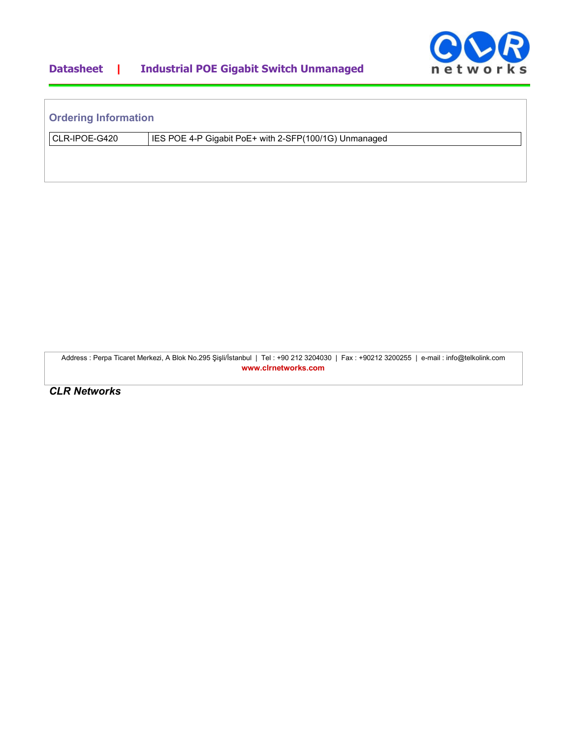## Ordering Information

| | |
|---|---|
| CLR-IPOE-G420 | IES POE 4-P Gigabit PoE+ with 2-SFP(100/1G) Unmanaged |

Address : Perpa Ticaret Merkezi, A Blok No.295 Şişli/İstanbul | Tel : +90 212 3204030 | Fax : +90212 3200255 | e-mail : info@telkolink.com

**www.clrnetworks.com**

***CLR Networks***